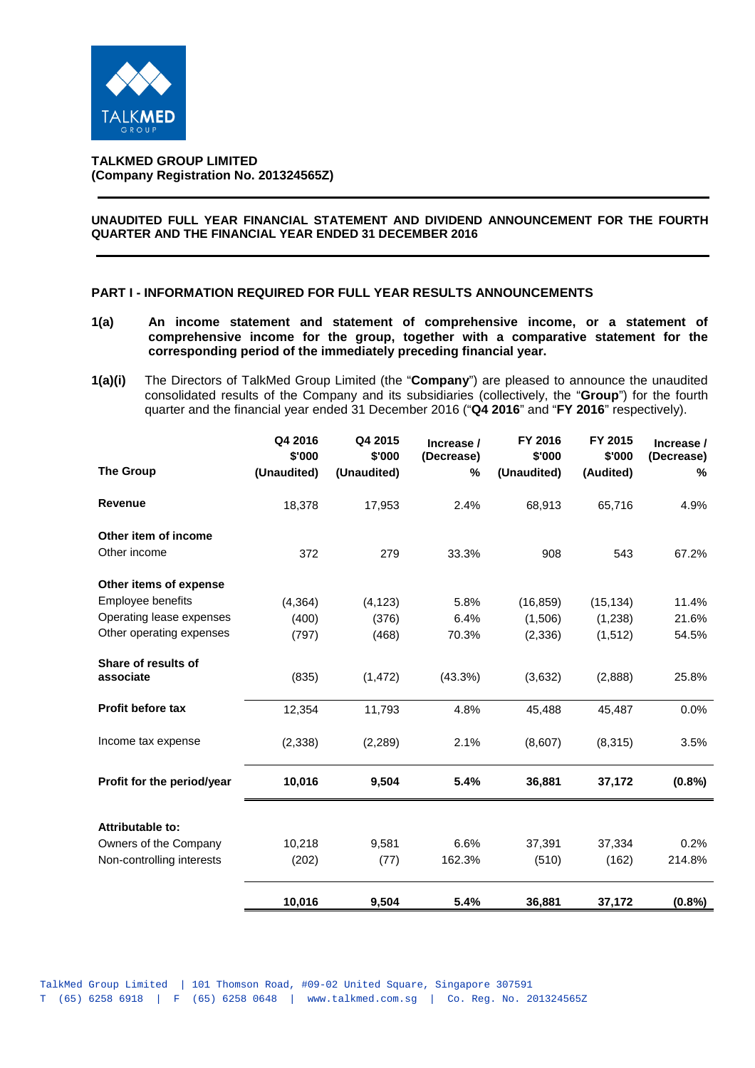**TALKMED GROUP LIMITED**
**(Company Registration No. 201324565Z)**

---

**UNAUDITED FULL YEAR FINANCIAL STATEMENT AND DIVIDEND ANNOUNCEMENT FOR THE FOURTH QUARTER AND THE FINANCIAL YEAR ENDED 31 DECEMBER 2016**

---

## PART I - INFORMATION REQUIRED FOR FULL YEAR RESULTS ANNOUNCEMENTS

**1(a)** **An income statement and statement of comprehensive income, or a statement of comprehensive income for the group, together with a comparative statement for the corresponding period of the immediately preceding financial year.**

**1(a)(i)** The Directors of TalkMed Group Limited (the "**Company**") are pleased to announce the unaudited consolidated results of the Company and its subsidiaries (collectively, the "**Group**") for the fourth quarter and the financial year ended 31 December 2016 ("**Q4 2016**" and "**FY 2016**" respectively).

| **The Group** | **Q4 2016 $'000 (Unaudited)** | **Q4 2015 $'000 (Unaudited)** | **Increase / (Decrease) %** | **FY 2016 $'000 (Unaudited)** | **FY 2015 $'000 (Audited)** | **Increase / (Decrease) %** |
|---|---|---|---|---|---|---|
| **Revenue** | 18,378 | 17,953 | 2.4% | 68,913 | 65,716 | 4.9% |
| **Other item of income** | | | | | | |
| Other income | 372 | 279 | 33.3% | 908 | 543 | 67.2% |
| **Other items of expense** | | | | | | |
| Employee benefits | (4,364) | (4,123) | 5.8% | (16,859) | (15,134) | 11.4% |
| Operating lease expenses | (400) | (376) | 6.4% | (1,506) | (1,238) | 21.6% |
| Other operating expenses | (797) | (468) | 70.3% | (2,336) | (1,512) | 54.5% |
| **Share of results of associate** | (835) | (1,472) | (43.3%) | (3,632) | (2,888) | 25.8% |
| **Profit before tax** | 12,354 | 11,793 | 4.8% | 45,488 | 45,487 | 0.0% |
| Income tax expense | (2,338) | (2,289) | 2.1% | (8,607) | (8,315) | 3.5% |
| **Profit for the period/year** | **10,016** | **9,504** | **5.4%** | **36,881** | **37,172** | **(0.8%)** |
| **Attributable to:** | | | | | | |
| Owners of the Company | 10,218 | 9,581 | 6.6% | 37,391 | 37,334 | 0.2% |
| Non-controlling interests | (202) | (77) | 162.3% | (510) | (162) | 214.8% |
| | **10,016** | **9,504** | **5.4%** | **36,881** | **37,172** | **(0.8%)** |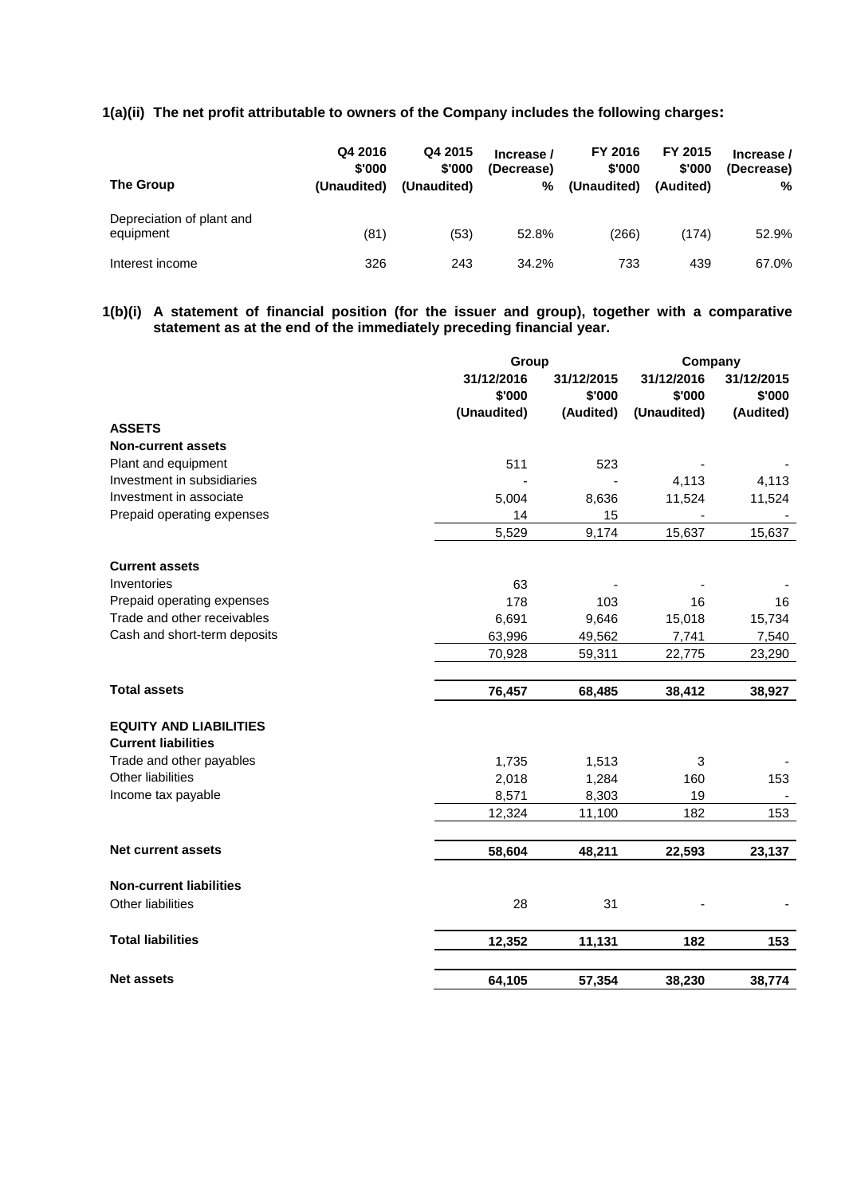### 1(a)(ii) The net profit attributable to owners of the Company includes the following charges:

| The Group | Q4 2016 $'000 (Unaudited) | Q4 2015 $'000 (Unaudited) | Increase / (Decrease) % | FY 2016 $'000 (Unaudited) | FY 2015 $'000 (Audited) | Increase / (Decrease) % |
|---|---|---|---|---|---|---|
| Depreciation of plant and equipment | (81) | (53) | 52.8% | (266) | (174) | 52.9% |
| Interest income | 326 | 243 | 34.2% | 733 | 439 | 67.0% |

### 1(b)(i) A statement of financial position (for the issuer and group), together with a comparative statement as at the end of the immediately preceding financial year.

| | Group | | Company | |
|---|---|---|---|---|
| | 31/12/2016 $'000 (Unaudited) | 31/12/2015 $'000 (Audited) | 31/12/2016 $'000 (Unaudited) | 31/12/2015 $'000 (Audited) |
| **ASSETS** | | | | |
| **Non-current assets** | | | | |
| Plant and equipment | 511 | 523 | - | - |
| Investment in subsidiaries | - | - | 4,113 | 4,113 |
| Investment in associate | 5,004 | 8,636 | 11,524 | 11,524 |
| Prepaid operating expenses | 14 | 15 | - | - |
| | 5,529 | 9,174 | 15,637 | 15,637 |
| **Current assets** | | | | |
| Inventories | 63 | - | - | - |
| Prepaid operating expenses | 178 | 103 | 16 | 16 |
| Trade and other receivables | 6,691 | 9,646 | 15,018 | 15,734 |
| Cash and short-term deposits | 63,996 | 49,562 | 7,741 | 7,540 |
| | 70,928 | 59,311 | 22,775 | 23,290 |
| **Total assets** | **76,457** | **68,485** | **38,412** | **38,927** |
| **EQUITY AND LIABILITIES** | | | | |
| **Current liabilities** | | | | |
| Trade and other payables | 1,735 | 1,513 | 3 | - |
| Other liabilities | 2,018 | 1,284 | 160 | 153 |
| Income tax payable | 8,571 | 8,303 | 19 | - |
| | 12,324 | 11,100 | 182 | 153 |
| **Net current assets** | **58,604** | **48,211** | **22,593** | **23,137** |
| **Non-current liabilities** | | | | |
| Other liabilities | 28 | 31 | - | - |
| **Total liabilities** | **12,352** | **11,131** | **182** | **153** |
| **Net assets** | **64,105** | **57,354** | **38,230** | **38,774** |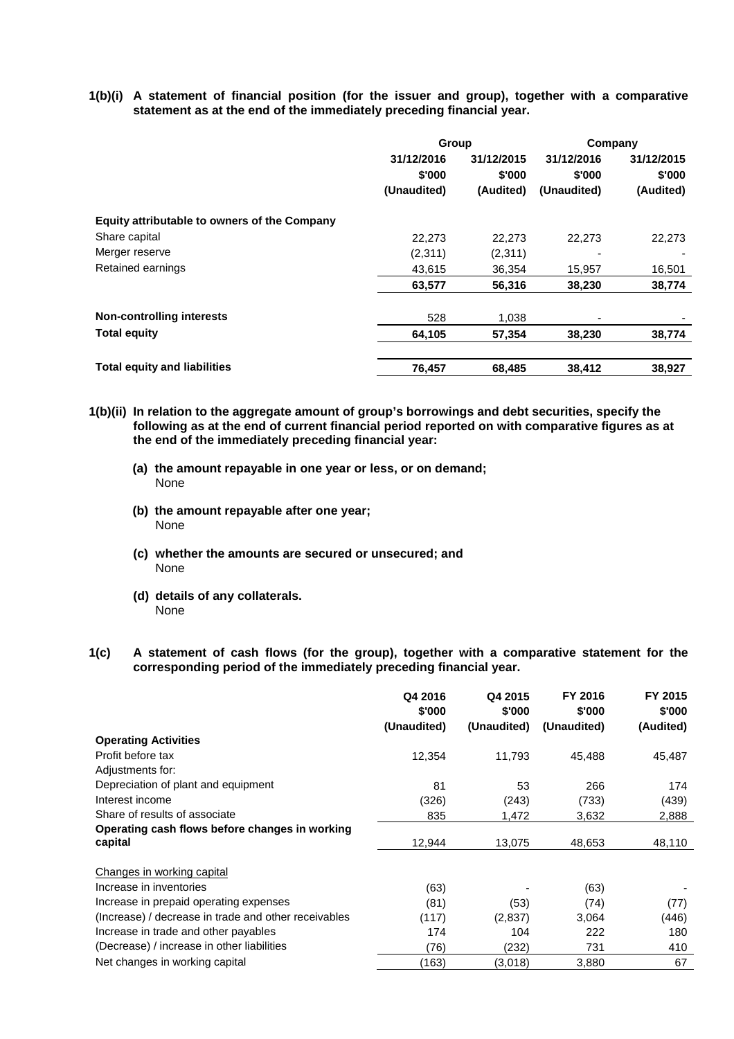**1(b)(i) A statement of financial position (for the issuer and group), together with a comparative statement as at the end of the immediately preceding financial year.**

| | Group | | Company | |
|---|---|---|---|---|
| | 31/12/2016 | 31/12/2015 | 31/12/2016 | 31/12/2015 |
| | $'000 | $'000 | $'000 | $'000 |
| | (Unaudited) | (Audited) | (Unaudited) | (Audited) |
| **Equity attributable to owners of the Company** | | | | |
| Share capital | 22,273 | 22,273 | 22,273 | 22,273 |
| Merger reserve | (2,311) | (2,311) | - | - |
| Retained earnings | 43,615 | 36,354 | 15,957 | 16,501 |
| | **63,577** | **56,316** | **38,230** | **38,774** |
| **Non-controlling interests** | 528 | 1,038 | - | - |
| **Total equity** | **64,105** | **57,354** | **38,230** | **38,774** |
| **Total equity and liabilities** | **76,457** | **68,485** | **38,412** | **38,927** |

**1(b)(ii) In relation to the aggregate amount of group's borrowings and debt securities, specify the following as at the end of current financial period reported on with comparative figures as at the end of the immediately preceding financial year:**

**(a) the amount repayable in one year or less, or on demand;**
None

**(b) the amount repayable after one year;**
None

**(c) whether the amounts are secured or unsecured; and**
None

**(d) details of any collaterals.**
None

**1(c) A statement of cash flows (for the group), together with a comparative statement for the corresponding period of the immediately preceding financial year.**

| | Q4 2016 | Q4 2015 | FY 2016 | FY 2015 |
|---|---|---|---|---|
| | $'000 | $'000 | $'000 | $'000 |
| | (Unaudited) | (Unaudited) | (Unaudited) | (Audited) |
| **Operating Activities** | | | | |
| Profit before tax | 12,354 | 11,793 | 45,488 | 45,487 |
| Adjustments for: | | | | |
| Depreciation of plant and equipment | 81 | 53 | 266 | 174 |
| Interest income | (326) | (243) | (733) | (439) |
| Share of results of associate | 835 | 1,472 | 3,632 | 2,888 |
| **Operating cash flows before changes in working capital** | 12,944 | 13,075 | 48,653 | 48,110 |
| Changes in working capital | | | | |
| Increase in inventories | (63) | - | (63) | - |
| Increase in prepaid operating expenses | (81) | (53) | (74) | (77) |
| (Increase) / decrease in trade and other receivables | (117) | (2,837) | 3,064 | (446) |
| Increase in trade and other payables | 174 | 104 | 222 | 180 |
| (Decrease) / increase in other liabilities | (76) | (232) | 731 | 410 |
| Net changes in working capital | (163) | (3,018) | 3,880 | 67 |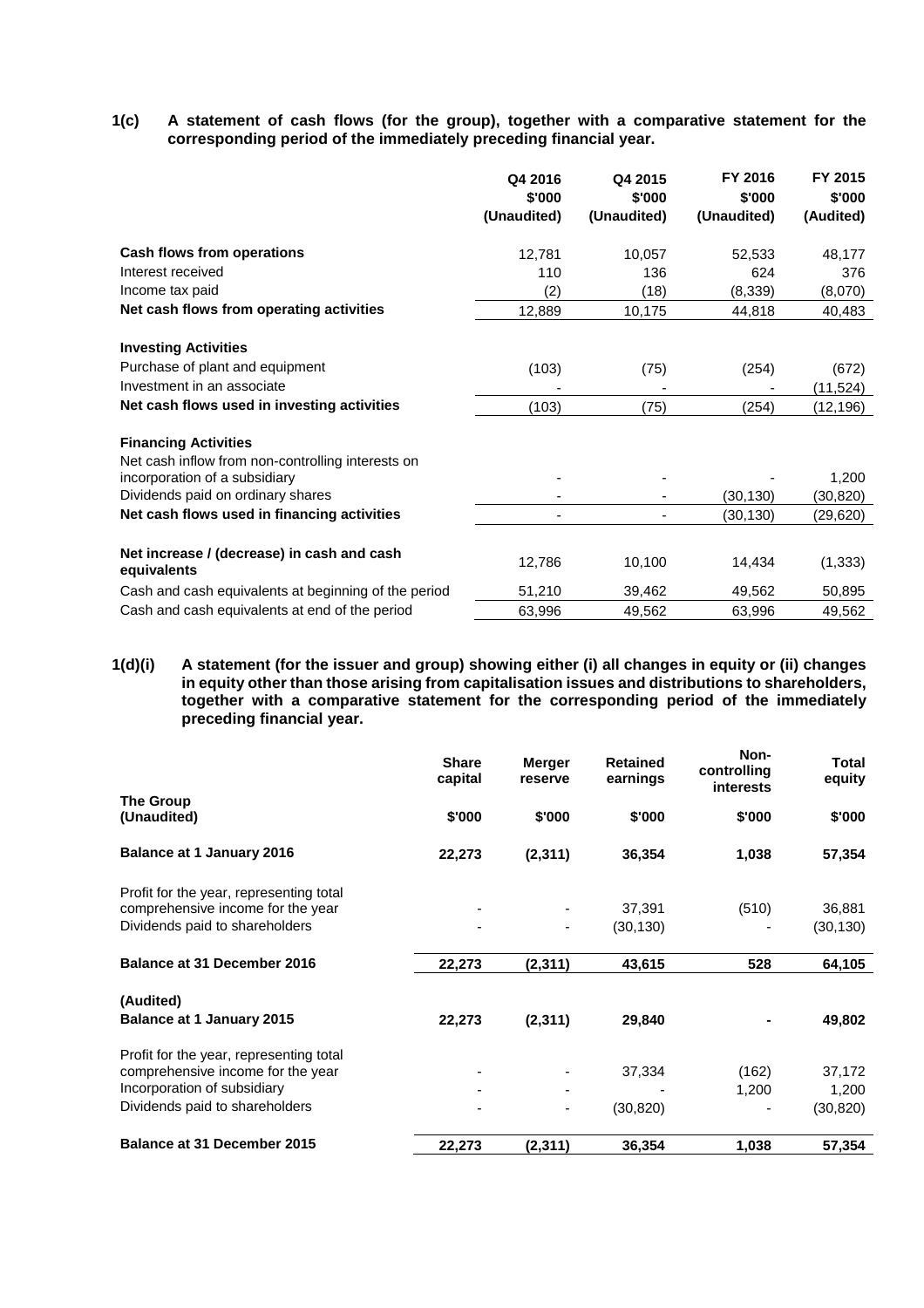**1(c) A statement of cash flows (for the group), together with a comparative statement for the corresponding period of the immediately preceding financial year.**

| | Q4 2016 $'000 (Unaudited) | Q4 2015 $'000 (Unaudited) | FY 2016 $'000 (Unaudited) | FY 2015 $'000 (Audited) |
|---|---|---|---|---|
| **Cash flows from operations** | 12,781 | 10,057 | 52,533 | 48,177 |
| Interest received | 110 | 136 | 624 | 376 |
| Income tax paid | (2) | (18) | (8,339) | (8,070) |
| **Net cash flows from operating activities** | 12,889 | 10,175 | 44,818 | 40,483 |
| **Investing Activities** | | | | |
| Purchase of plant and equipment | (103) | (75) | (254) | (672) |
| Investment in an associate | - | - | - | (11,524) |
| **Net cash flows used in investing activities** | (103) | (75) | (254) | (12,196) |
| **Financing Activities** | | | | |
| Net cash inflow from non-controlling interests on incorporation of a subsidiary | - | - | - | 1,200 |
| Dividends paid on ordinary shares | - | - | (30,130) | (30,820) |
| **Net cash flows used in financing activities** | - | - | (30,130) | (29,620) |
| **Net increase / (decrease) in cash and cash equivalents** | 12,786 | 10,100 | 14,434 | (1,333) |
| Cash and cash equivalents at beginning of the period | 51,210 | 39,462 | 49,562 | 50,895 |
| Cash and cash equivalents at end of the period | 63,996 | 49,562 | 63,996 | 49,562 |

**1(d)(i) A statement (for the issuer and group) showing either (i) all changes in equity or (ii) changes in equity other than those arising from capitalisation issues and distributions to shareholders, together with a comparative statement for the corresponding period of the immediately preceding financial year.**

| | Share capital | Merger reserve | Retained earnings | Non-controlling interests | Total equity |
|---|---|---|---|---|---|
| **The Group (Unaudited)** | **$'000** | **$'000** | **$'000** | **$'000** | **$'000** |
| **Balance at 1 January 2016** | **22,273** | **(2,311)** | **36,354** | **1,038** | **57,354** |
| Profit for the year, representing total comprehensive income for the year | - | - | 37,391 | (510) | 36,881 |
| Dividends paid to shareholders | - | - | (30,130) | - | (30,130) |
| **Balance at 31 December 2016** | **22,273** | **(2,311)** | **43,615** | **528** | **64,105** |
| **(Audited)** | | | | | |
| **Balance at 1 January 2015** | **22,273** | **(2,311)** | **29,840** | **-** | **49,802** |
| Profit for the year, representing total comprehensive income for the year | - | - | 37,334 | (162) | 37,172 |
| Incorporation of subsidiary | - | - | - | 1,200 | 1,200 |
| Dividends paid to shareholders | - | - | (30,820) | - | (30,820) |
| **Balance at 31 December 2015** | **22,273** | **(2,311)** | **36,354** | **1,038** | **57,354** |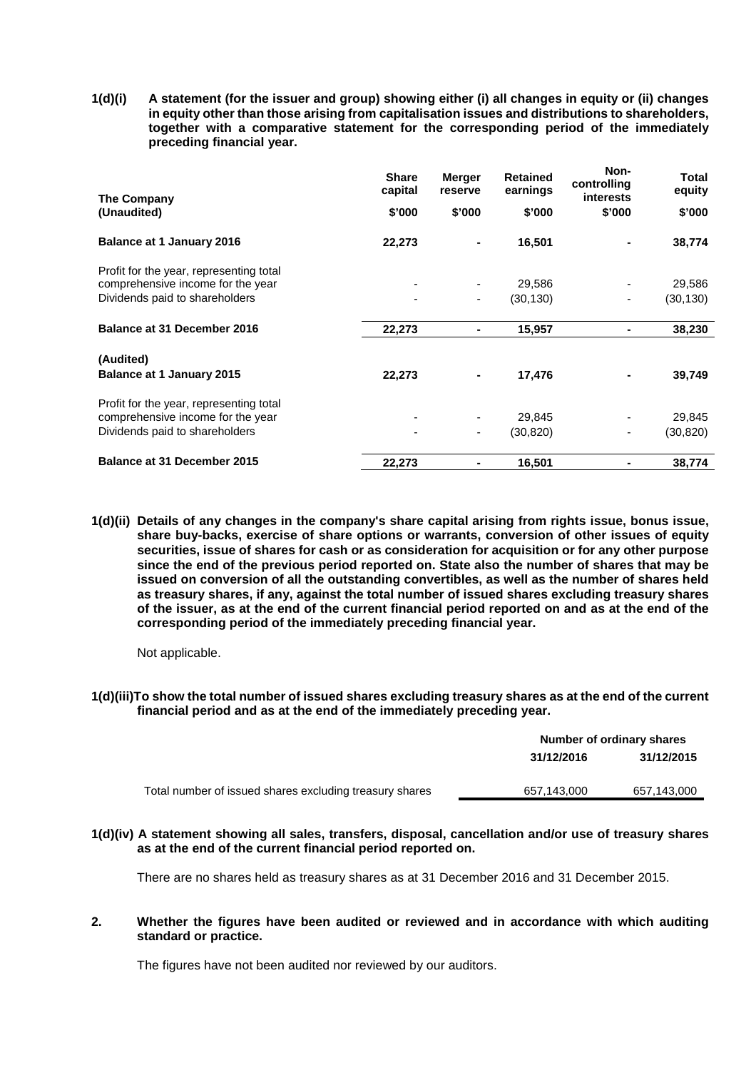**1(d)(i) A statement (for the issuer and group) showing either (i) all changes in equity or (ii) changes in equity other than those arising from capitalisation issues and distributions to shareholders, together with a comparative statement for the corresponding period of the immediately preceding financial year.**

| The Company | Share capital | Merger reserve | Retained earnings | Non-controlling interests | Total equity |
|---|---|---|---|---|---|
| (Unaudited) | $'000 | $'000 | $'000 | $'000 | $'000 |
| **Balance at 1 January 2016** | **22,273** | **-** | **16,501** | **-** | **38,774** |
| Profit for the year, representing total comprehensive income for the year | - | - | 29,586 | - | 29,586 |
| Dividends paid to shareholders | - | - | (30,130) | - | (30,130) |
| **Balance at 31 December 2016** | **22,273** | **-** | **15,957** | **-** | **38,230** |
| **(Audited)** | | | | | |
| **Balance at 1 January 2015** | **22,273** | **-** | **17,476** | **-** | **39,749** |
| Profit for the year, representing total comprehensive income for the year | - | - | 29,845 | - | 29,845 |
| Dividends paid to shareholders | - | - | (30,820) | - | (30,820) |
| **Balance at 31 December 2015** | **22,273** | **-** | **16,501** | **-** | **38,774** |

**1(d)(ii) Details of any changes in the company's share capital arising from rights issue, bonus issue, share buy-backs, exercise of share options or warrants, conversion of other issues of equity securities, issue of shares for cash or as consideration for acquisition or for any other purpose since the end of the previous period reported on. State also the number of shares that may be issued on conversion of all the outstanding convertibles, as well as the number of shares held as treasury shares, if any, against the total number of issued shares excluding treasury shares of the issuer, as at the end of the current financial period reported on and as at the end of the corresponding period of the immediately preceding financial year.**

Not applicable.

**1(d)(iii) To show the total number of issued shares excluding treasury shares as at the end of the current financial period and as at the end of the immediately preceding year.**

| | Number of ordinary shares | |
|---|---|---|
| | 31/12/2016 | 31/12/2015 |
| Total number of issued shares excluding treasury shares | 657,143,000 | 657,143,000 |

**1(d)(iv) A statement showing all sales, transfers, disposal, cancellation and/or use of treasury shares as at the end of the current financial period reported on.**

There are no shares held as treasury shares as at 31 December 2016 and 31 December 2015.

**2. Whether the figures have been audited or reviewed and in accordance with which auditing standard or practice.**

The figures have not been audited nor reviewed by our auditors.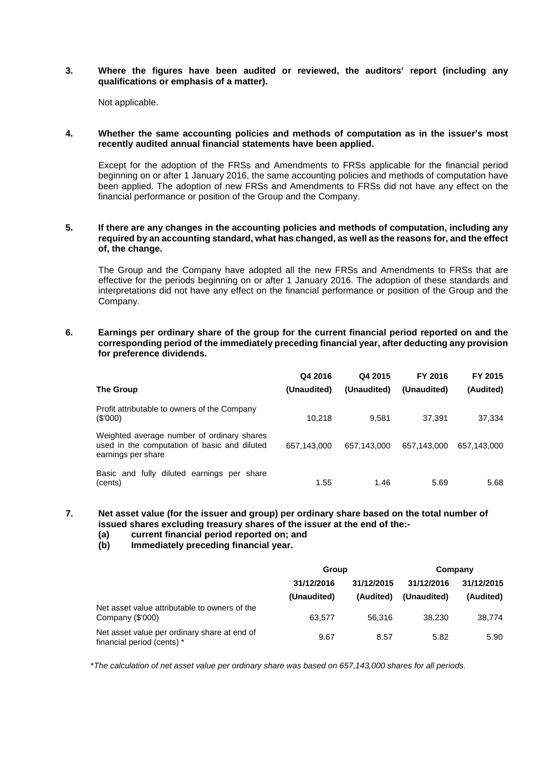**3. Where the figures have been audited or reviewed, the auditors' report (including any qualifications or emphasis of a matter).**

Not applicable.

**4. Whether the same accounting policies and methods of computation as in the issuer's most recently audited annual financial statements have been applied.**

Except for the adoption of the FRSs and Amendments to FRSs applicable for the financial period beginning on or after 1 January 2016, the same accounting policies and methods of computation have been applied. The adoption of new FRSs and Amendments to FRSs did not have any effect on the financial performance or position of the Group and the Company.

**5. If there are any changes in the accounting policies and methods of computation, including any required by an accounting standard, what has changed, as well as the reasons for, and the effect of, the change.**

The Group and the Company have adopted all the new FRSs and Amendments to FRSs that are effective for the periods beginning on or after 1 January 2016. The adoption of these standards and interpretations did not have any effect on the financial performance or position of the Group and the Company.

**6. Earnings per ordinary share of the group for the current financial period reported on and the corresponding period of the immediately preceding financial year, after deducting any provision for preference dividends.**

| The Group | Q4 2016 (Unaudited) | Q4 2015 (Unaudited) | FY 2016 (Unaudited) | FY 2015 (Audited) |
|---|---|---|---|---|
| Profit attributable to owners of the Company ($'000) | 10,218 | 9,581 | 37,391 | 37,334 |
| Weighted average number of ordinary shares used in the computation of basic and diluted earnings per share | 657,143,000 | 657,143,000 | 657,143,000 | 657,143,000 |
| Basic and fully diluted earnings per share (cents) | 1.55 | 1.46 | 5.69 | 5.68 |

**7. Net asset value (for the issuer and group) per ordinary share based on the total number of issued shares excluding treasury shares of the issuer at the end of the:-**
**(a) current financial period reported on; and**
**(b) Immediately preceding financial year.**

| | Group | | Company | |
|---|---|---|---|---|
| | 31/12/2016 (Unaudited) | 31/12/2015 (Audited) | 31/12/2016 (Unaudited) | 31/12/2015 (Audited) |
| Net asset value attributable to owners of the Company ($'000) | 63,577 | 56,316 | 38,230 | 38,774 |
| Net asset value per ordinary share at end of financial period (cents) * | 9.67 | 8.57 | 5.82 | 5.90 |

*\*The calculation of net asset value per ordinary share was based on 657,143,000 shares for all periods.*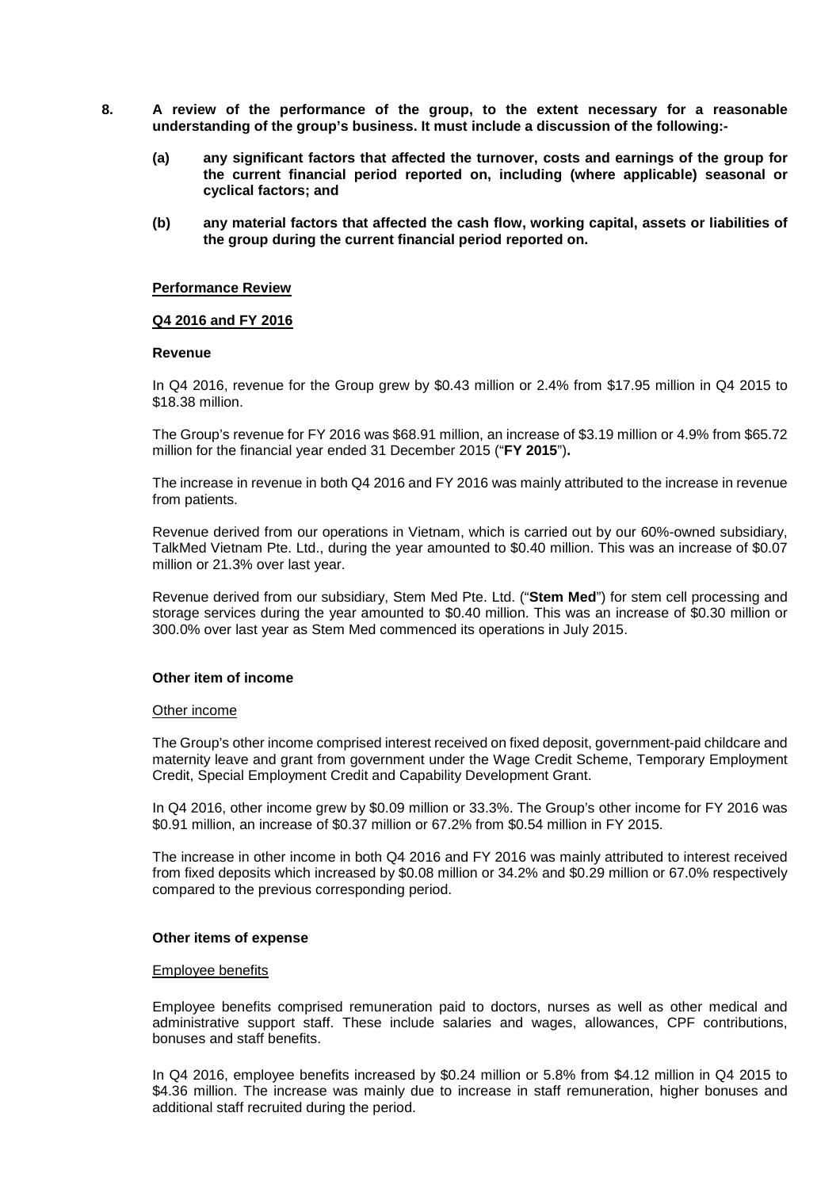**8. A review of the performance of the group, to the extent necessary for a reasonable understanding of the group's business. It must include a discussion of the following:-**

**(a) any significant factors that affected the turnover, costs and earnings of the group for the current financial period reported on, including (where applicable) seasonal or cyclical factors; and**

**(b) any material factors that affected the cash flow, working capital, assets or liabilities of the group during the current financial period reported on.**

**Performance Review**

**Q4 2016 and FY 2016**

**Revenue**

In Q4 2016, revenue for the Group grew by $0.43 million or 2.4% from $17.95 million in Q4 2015 to $18.38 million.

The Group's revenue for FY 2016 was $68.91 million, an increase of $3.19 million or 4.9% from $65.72 million for the financial year ended 31 December 2015 ("**FY 2015**")**.**

The increase in revenue in both Q4 2016 and FY 2016 was mainly attributed to the increase in revenue from patients.

Revenue derived from our operations in Vietnam, which is carried out by our 60%-owned subsidiary, TalkMed Vietnam Pte. Ltd., during the year amounted to $0.40 million. This was an increase of $0.07 million or 21.3% over last year.

Revenue derived from our subsidiary, Stem Med Pte. Ltd. ("**Stem Med**") for stem cell processing and storage services during the year amounted to $0.40 million. This was an increase of $0.30 million or 300.0% over last year as Stem Med commenced its operations in July 2015.

**Other item of income**

Other income

The Group's other income comprised interest received on fixed deposit, government-paid childcare and maternity leave and grant from government under the Wage Credit Scheme, Temporary Employment Credit, Special Employment Credit and Capability Development Grant.

In Q4 2016, other income grew by $0.09 million or 33.3%. The Group's other income for FY 2016 was $0.91 million, an increase of $0.37 million or 67.2% from $0.54 million in FY 2015.

The increase in other income in both Q4 2016 and FY 2016 was mainly attributed to interest received from fixed deposits which increased by $0.08 million or 34.2% and $0.29 million or 67.0% respectively compared to the previous corresponding period.

**Other items of expense**

Employee benefits

Employee benefits comprised remuneration paid to doctors, nurses as well as other medical and administrative support staff. These include salaries and wages, allowances, CPF contributions, bonuses and staff benefits.

In Q4 2016, employee benefits increased by $0.24 million or 5.8% from $4.12 million in Q4 2015 to $4.36 million. The increase was mainly due to increase in staff remuneration, higher bonuses and additional staff recruited during the period.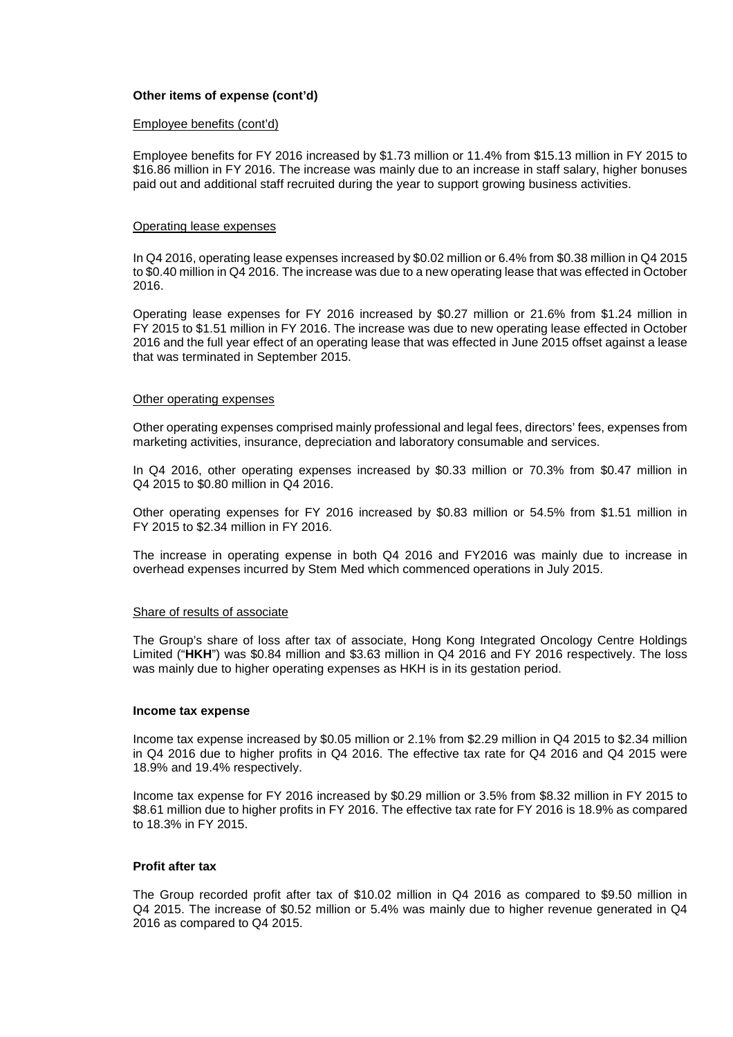**Other items of expense (cont'd)**

Employee benefits (cont'd)

Employee benefits for FY 2016 increased by $1.73 million or 11.4% from $15.13 million in FY 2015 to $16.86 million in FY 2016. The increase was mainly due to an increase in staff salary, higher bonuses paid out and additional staff recruited during the year to support growing business activities.

Operating lease expenses

In Q4 2016, operating lease expenses increased by $0.02 million or 6.4% from $0.38 million in Q4 2015 to $0.40 million in Q4 2016. The increase was due to a new operating lease that was effected in October 2016.

Operating lease expenses for FY 2016 increased by $0.27 million or 21.6% from $1.24 million in FY 2015 to $1.51 million in FY 2016. The increase was due to new operating lease effected in October 2016 and the full year effect of an operating lease that was effected in June 2015 offset against a lease that was terminated in September 2015.

Other operating expenses

Other operating expenses comprised mainly professional and legal fees, directors' fees, expenses from marketing activities, insurance, depreciation and laboratory consumable and services.

In Q4 2016, other operating expenses increased by $0.33 million or 70.3% from $0.47 million in Q4 2015 to $0.80 million in Q4 2016.

Other operating expenses for FY 2016 increased by $0.83 million or 54.5% from $1.51 million in FY 2015 to $2.34 million in FY 2016.

The increase in operating expense in both Q4 2016 and FY2016 was mainly due to increase in overhead expenses incurred by Stem Med which commenced operations in July 2015.

Share of results of associate

The Group's share of loss after tax of associate, Hong Kong Integrated Oncology Centre Holdings Limited ("**HKH**") was $0.84 million and $3.63 million in Q4 2016 and FY 2016 respectively. The loss was mainly due to higher operating expenses as HKH is in its gestation period.

**Income tax expense**

Income tax expense increased by $0.05 million or 2.1% from $2.29 million in Q4 2015 to $2.34 million in Q4 2016 due to higher profits in Q4 2016. The effective tax rate for Q4 2016 and Q4 2015 were 18.9% and 19.4% respectively.

Income tax expense for FY 2016 increased by $0.29 million or 3.5% from $8.32 million in FY 2015 to $8.61 million due to higher profits in FY 2016. The effective tax rate for FY 2016 is 18.9% as compared to 18.3% in FY 2015.

**Profit after tax**

The Group recorded profit after tax of $10.02 million in Q4 2016 as compared to $9.50 million in Q4 2015. The increase of $0.52 million or 5.4% was mainly due to higher revenue generated in Q4 2016 as compared to Q4 2015.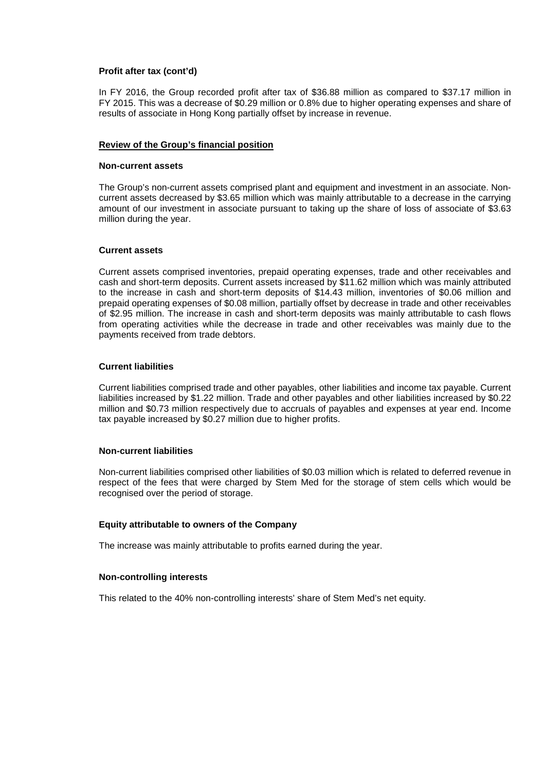**Profit after tax (cont'd)**

In FY 2016, the Group recorded profit after tax of $36.88 million as compared to $37.17 million in FY 2015. This was a decrease of $0.29 million or 0.8% due to higher operating expenses and share of results of associate in Hong Kong partially offset by increase in revenue.

## Review of the Group's financial position

**Non-current assets**

The Group's non-current assets comprised plant and equipment and investment in an associate. Non-current assets decreased by $3.65 million which was mainly attributable to a decrease in the carrying amount of our investment in associate pursuant to taking up the share of loss of associate of $3.63 million during the year.

**Current assets**

Current assets comprised inventories, prepaid operating expenses, trade and other receivables and cash and short-term deposits. Current assets increased by $11.62 million which was mainly attributed to the increase in cash and short-term deposits of $14.43 million, inventories of $0.06 million and prepaid operating expenses of $0.08 million, partially offset by decrease in trade and other receivables of $2.95 million. The increase in cash and short-term deposits was mainly attributable to cash flows from operating activities while the decrease in trade and other receivables was mainly due to the payments received from trade debtors.

**Current liabilities**

Current liabilities comprised trade and other payables, other liabilities and income tax payable. Current liabilities increased by $1.22 million. Trade and other payables and other liabilities increased by $0.22 million and $0.73 million respectively due to accruals of payables and expenses at year end. Income tax payable increased by $0.27 million due to higher profits.

**Non-current liabilities**

Non-current liabilities comprised other liabilities of $0.03 million which is related to deferred revenue in respect of the fees that were charged by Stem Med for the storage of stem cells which would be recognised over the period of storage.

**Equity attributable to owners of the Company**

The increase was mainly attributable to profits earned during the year.

**Non-controlling interests**

This related to the 40% non-controlling interests' share of Stem Med's net equity.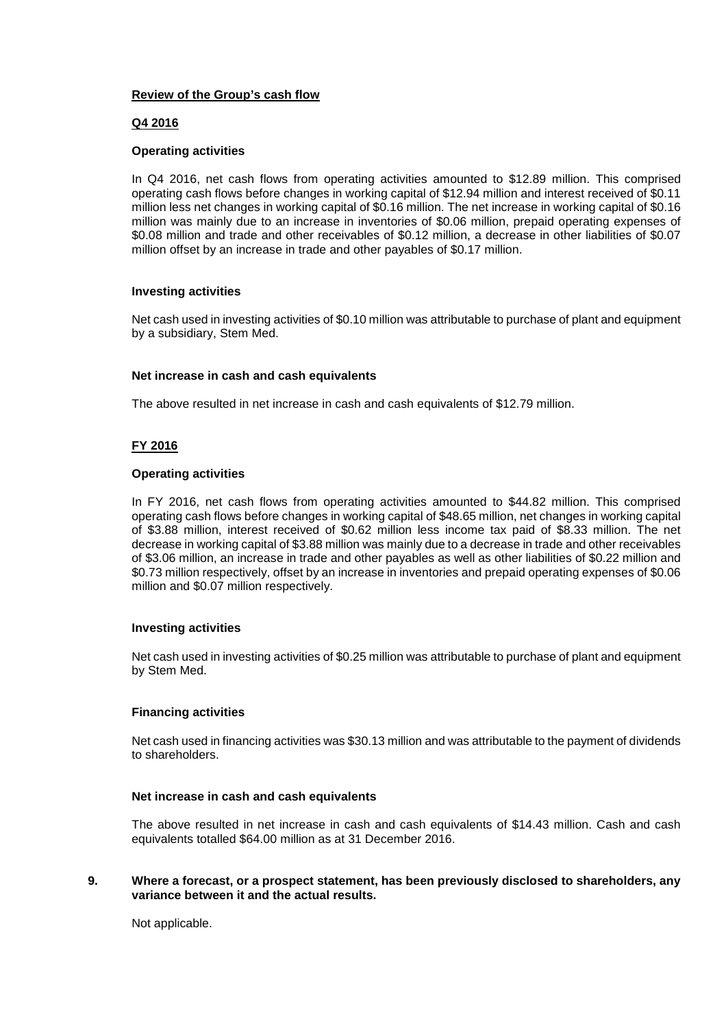**Review of the Group's cash flow**

**Q4 2016**

**Operating activities**

In Q4 2016, net cash flows from operating activities amounted to $12.89 million. This comprised operating cash flows before changes in working capital of $12.94 million and interest received of $0.11 million less net changes in working capital of $0.16 million. The net increase in working capital of $0.16 million was mainly due to an increase in inventories of $0.06 million, prepaid operating expenses of $0.08 million and trade and other receivables of $0.12 million, a decrease in other liabilities of $0.07 million offset by an increase in trade and other payables of $0.17 million.

**Investing activities**

Net cash used in investing activities of $0.10 million was attributable to purchase of plant and equipment by a subsidiary, Stem Med.

**Net increase in cash and cash equivalents**

The above resulted in net increase in cash and cash equivalents of $12.79 million.

**FY 2016**

**Operating activities**

In FY 2016, net cash flows from operating activities amounted to $44.82 million. This comprised operating cash flows before changes in working capital of $48.65 million, net changes in working capital of $3.88 million, interest received of $0.62 million less income tax paid of $8.33 million. The net decrease in working capital of $3.88 million was mainly due to a decrease in trade and other receivables of $3.06 million, an increase in trade and other payables as well as other liabilities of $0.22 million and $0.73 million respectively, offset by an increase in inventories and prepaid operating expenses of $0.06 million and $0.07 million respectively.

**Investing activities**

Net cash used in investing activities of $0.25 million was attributable to purchase of plant and equipment by Stem Med.

**Financing activities**

Net cash used in financing activities was $30.13 million and was attributable to the payment of dividends to shareholders.

**Net increase in cash and cash equivalents**

The above resulted in net increase in cash and cash equivalents of $14.43 million. Cash and cash equivalents totalled $64.00 million as at 31 December 2016.

**9. Where a forecast, or a prospect statement, has been previously disclosed to shareholders, any variance between it and the actual results.**

Not applicable.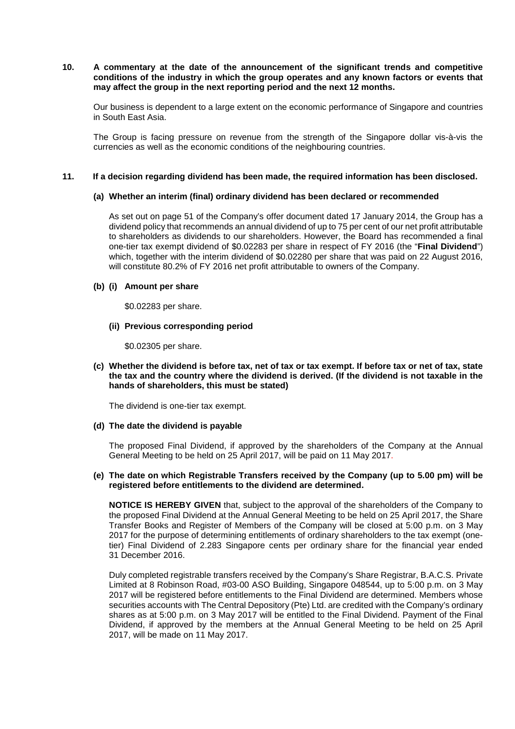**10. A commentary at the date of the announcement of the significant trends and competitive conditions of the industry in which the group operates and any known factors or events that may affect the group in the next reporting period and the next 12 months.**

Our business is dependent to a large extent on the economic performance of Singapore and countries in South East Asia.

The Group is facing pressure on revenue from the strength of the Singapore dollar vis-à-vis the currencies as well as the economic conditions of the neighbouring countries.

**11. If a decision regarding dividend has been made, the required information has been disclosed.**

**(a) Whether an interim (final) ordinary dividend has been declared or recommended**

As set out on page 51 of the Company's offer document dated 17 January 2014, the Group has a dividend policy that recommends an annual dividend of up to 75 per cent of our net profit attributable to shareholders as dividends to our shareholders. However, the Board has recommended a final one-tier tax exempt dividend of $0.02283 per share in respect of FY 2016 (the "**Final Dividend**") which, together with the interim dividend of $0.02280 per share that was paid on 22 August 2016, will constitute 80.2% of FY 2016 net profit attributable to owners of the Company.

**(b) (i) Amount per share**

$0.02283 per share.

**(ii) Previous corresponding period**

$0.02305 per share.

**(c) Whether the dividend is before tax, net of tax or tax exempt. If before tax or net of tax, state the tax and the country where the dividend is derived. (If the dividend is not taxable in the hands of shareholders, this must be stated)**

The dividend is one-tier tax exempt.

**(d) The date the dividend is payable**

The proposed Final Dividend, if approved by the shareholders of the Company at the Annual General Meeting to be held on 25 April 2017, will be paid on 11 May 2017.

**(e) The date on which Registrable Transfers received by the Company (up to 5.00 pm) will be registered before entitlements to the dividend are determined.**

**NOTICE IS HEREBY GIVEN** that, subject to the approval of the shareholders of the Company to the proposed Final Dividend at the Annual General Meeting to be held on 25 April 2017, the Share Transfer Books and Register of Members of the Company will be closed at 5:00 p.m. on 3 May 2017 for the purpose of determining entitlements of ordinary shareholders to the tax exempt (one-tier) Final Dividend of 2.283 Singapore cents per ordinary share for the financial year ended 31 December 2016.

Duly completed registrable transfers received by the Company's Share Registrar, B.A.C.S. Private Limited at 8 Robinson Road, #03-00 ASO Building, Singapore 048544, up to 5:00 p.m. on 3 May 2017 will be registered before entitlements to the Final Dividend are determined. Members whose securities accounts with The Central Depository (Pte) Ltd. are credited with the Company's ordinary shares as at 5:00 p.m. on 3 May 2017 will be entitled to the Final Dividend. Payment of the Final Dividend, if approved by the members at the Annual General Meeting to be held on 25 April 2017, will be made on 11 May 2017.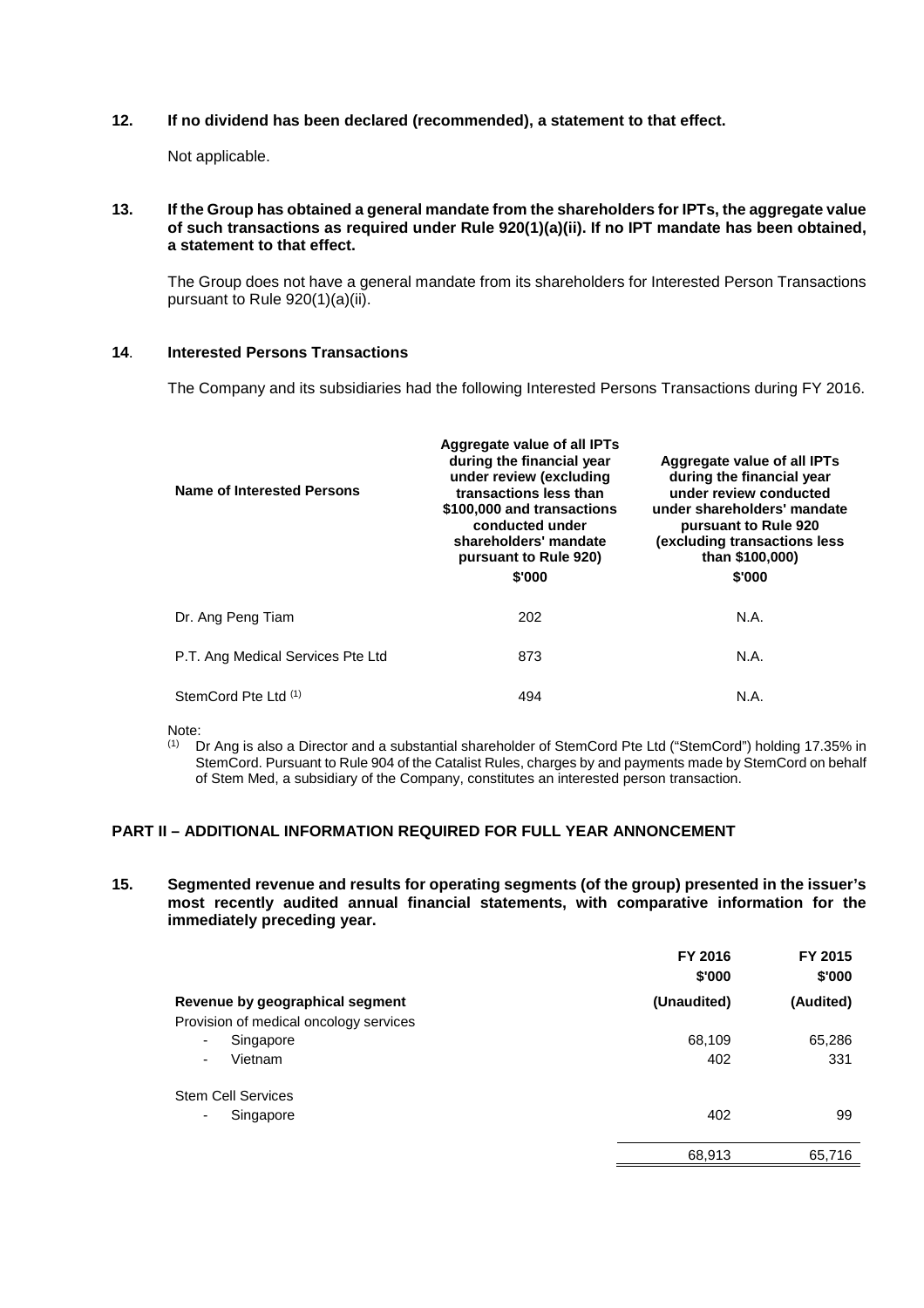**12. If no dividend has been declared (recommended), a statement to that effect.**

Not applicable.

**13. If the Group has obtained a general mandate from the shareholders for IPTs, the aggregate value of such transactions as required under Rule 920(1)(a)(ii). If no IPT mandate has been obtained, a statement to that effect.**

The Group does not have a general mandate from its shareholders for Interested Person Transactions pursuant to Rule 920(1)(a)(ii).

**14. Interested Persons Transactions**

The Company and its subsidiaries had the following Interested Persons Transactions during FY 2016.

| Name of Interested Persons | Aggregate value of all IPTs during the financial year under review (excluding transactions less than \$100,000 and transactions conducted under shareholders' mandate pursuant to Rule 920) \$'000 | Aggregate value of all IPTs during the financial year under review conducted under shareholders' mandate pursuant to Rule 920 (excluding transactions less than \$100,000) \$'000 |
|---|---|---|
| Dr. Ang Peng Tiam | 202 | N.A. |
| P.T. Ang Medical Services Pte Ltd | 873 | N.A. |
| StemCord Pte Ltd [1] | 494 | N.A. |

Note:
[1] Dr Ang is also a Director and a substantial shareholder of StemCord Pte Ltd ("StemCord") holding 17.35% in StemCord. Pursuant to Rule 904 of the Catalist Rules, charges by and payments made by StemCord on behalf of Stem Med, a subsidiary of the Company, constitutes an interested person transaction.

## PART II – ADDITIONAL INFORMATION REQUIRED FOR FULL YEAR ANNONCEMENT

**15. Segmented revenue and results for operating segments (of the group) presented in the issuer's most recently audited annual financial statements, with comparative information for the immediately preceding year.**

| | FY 2016 \$'000 | FY 2015 \$'000 |
|---|---|---|
| **Revenue by geographical segment** | **(Unaudited)** | **(Audited)** |
| Provision of medical oncology services | | |
| - Singapore | 68,109 | 65,286 |
| - Vietnam | 402 | 331 |
| Stem Cell Services | | |
| - Singapore | 402 | 99 |
| | 68,913 | 65,716 |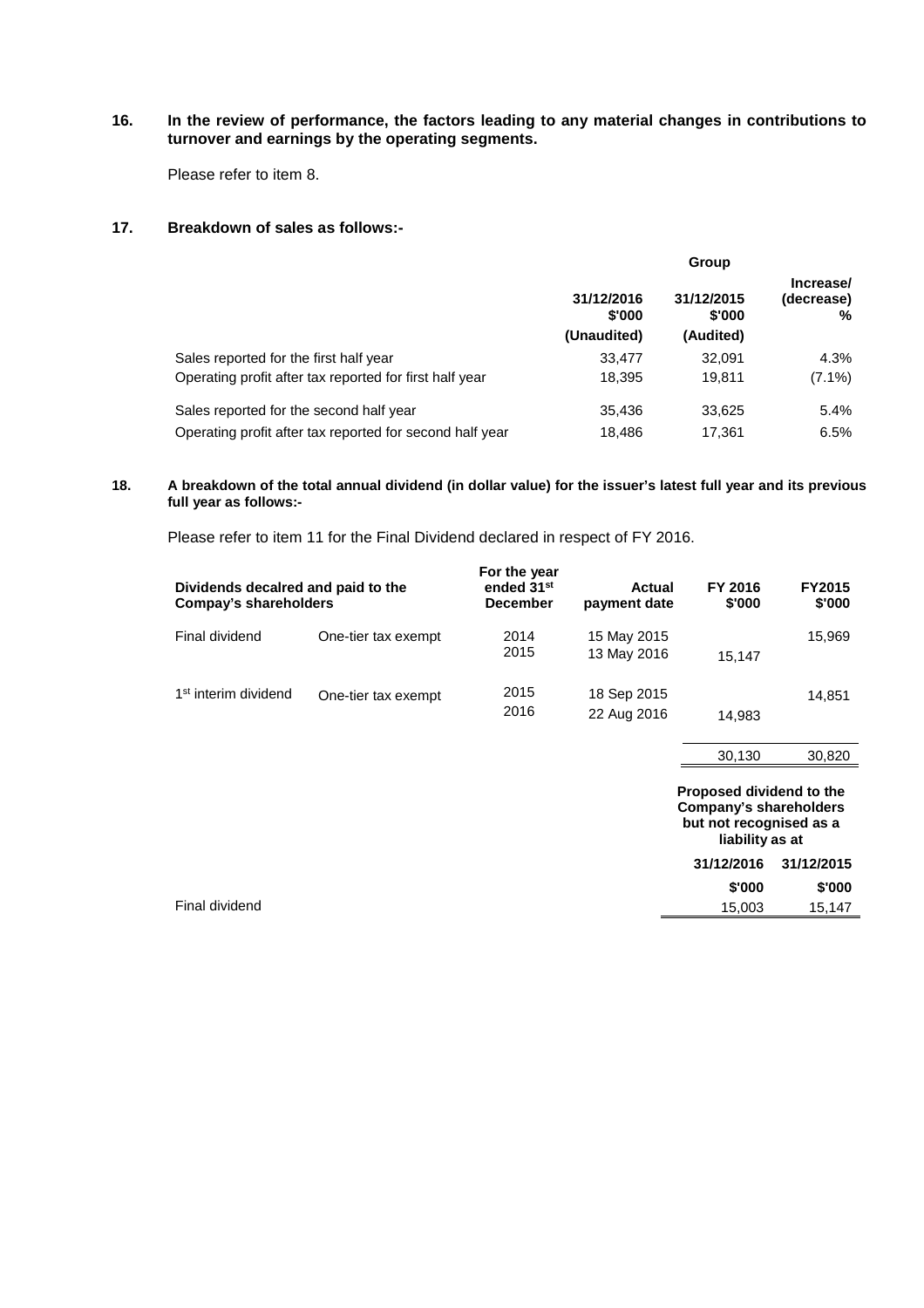**16. In the review of performance, the factors leading to any material changes in contributions to turnover and earnings by the operating segments.**

Please refer to item 8.

**17. Breakdown of sales as follows:-**

| | Group | | |
|---|---|---|---|
| | 31/12/2016 $'000 (Unaudited) | 31/12/2015 $'000 (Audited) | Increase/ (decrease) % |
| Sales reported for the first half year | 33,477 | 32,091 | 4.3% |
| Operating profit after tax reported for first half year | 18,395 | 19,811 | (7.1%) |
| Sales reported for the second half year | 35,436 | 33,625 | 5.4% |
| Operating profit after tax reported for second half year | 18,486 | 17,361 | 6.5% |

**18. A breakdown of the total annual dividend (in dollar value) for the issuer's latest full year and its previous full year as follows:-**

Please refer to item 11 for the Final Dividend declared in respect of FY 2016.

| Dividends decalred and paid to the Compay's shareholders | | For the year ended 31st December | Actual payment date | FY 2016 $'000 | FY2015 $'000 |
|---|---|---|---|---|---|
| Final dividend | One-tier tax exempt | 2014 | 15 May 2015 | | 15,969 |
| | | 2015 | 13 May 2016 | 15,147 | |
| 1st interim dividend | One-tier tax exempt | 2015 | 18 Sep 2015 | | 14,851 |
| | | 2016 | 22 Aug 2016 | 14,983 | |
| | | | | 30,130 | 30,820 |

| | Proposed dividend to the Company's shareholders but not recognised as a liability as at | |
|---|---|---|
| | 31/12/2016 $'000 | 31/12/2015 $'000 |
| Final dividend | 15,003 | 15,147 |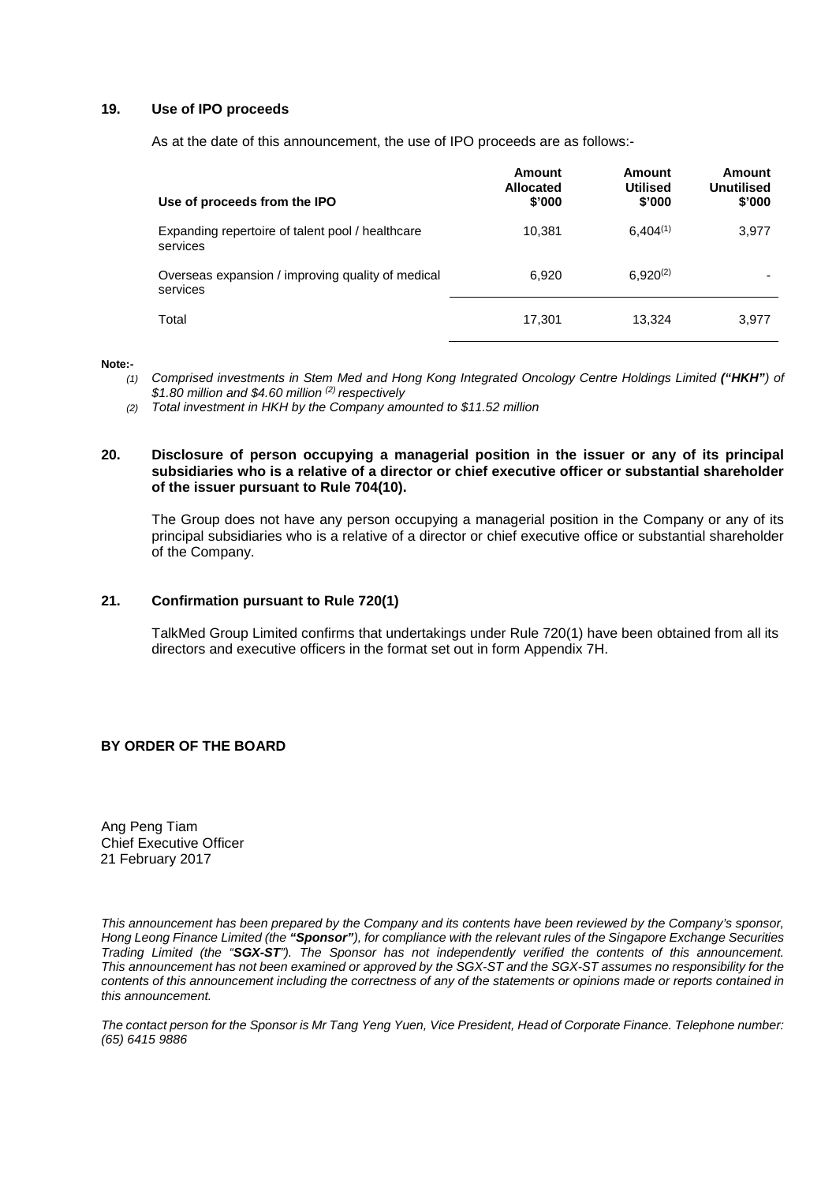## 19. Use of IPO proceeds

As at the date of this announcement, the use of IPO proceeds are as follows:-

| Use of proceeds from the IPO | Amount Allocated $'000 | Amount Utilised $'000 | Amount Unutilised $'000 |
|---|---|---|---|
| Expanding repertoire of talent pool / healthcare services | 10,381 | 6,404[(1)] | 3,977 |
| Overseas expansion / improving quality of medical services | 6,920 | 6,920[(2)] | - |
| Total | 17,301 | 13,324 | 3,977 |

**Note:-**

*(1) Comprised investments in Stem Med and Hong Kong Integrated Oncology Centre Holdings Limited **("HKH")** of $1.80 million and $4.60 million [(2)] respectively*

*(2) Total investment in HKH by the Company amounted to $11.52 million*

## 20. Disclosure of person occupying a managerial position in the issuer or any of its principal subsidiaries who is a relative of a director or chief executive officer or substantial shareholder of the issuer pursuant to Rule 704(10).

The Group does not have any person occupying a managerial position in the Company or any of its principal subsidiaries who is a relative of a director or chief executive office or substantial shareholder of the Company.

## 21. Confirmation pursuant to Rule 720(1)

TalkMed Group Limited confirms that undertakings under Rule 720(1) have been obtained from all its directors and executive officers in the format set out in form Appendix 7H.

**BY ORDER OF THE BOARD**

Ang Peng Tiam
Chief Executive Officer
21 February 2017

*This announcement has been prepared by the Company and its contents have been reviewed by the Company's sponsor, Hong Leong Finance Limited (the **"Sponsor"**), for compliance with the relevant rules of the Singapore Exchange Securities Trading Limited (the "**SGX-ST**"). The Sponsor has not independently verified the contents of this announcement. This announcement has not been examined or approved by the SGX-ST and the SGX-ST assumes no responsibility for the contents of this announcement including the correctness of any of the statements or opinions made or reports contained in this announcement.*

*The contact person for the Sponsor is Mr Tang Yeng Yuen, Vice President, Head of Corporate Finance. Telephone number: (65) 6415 9886*